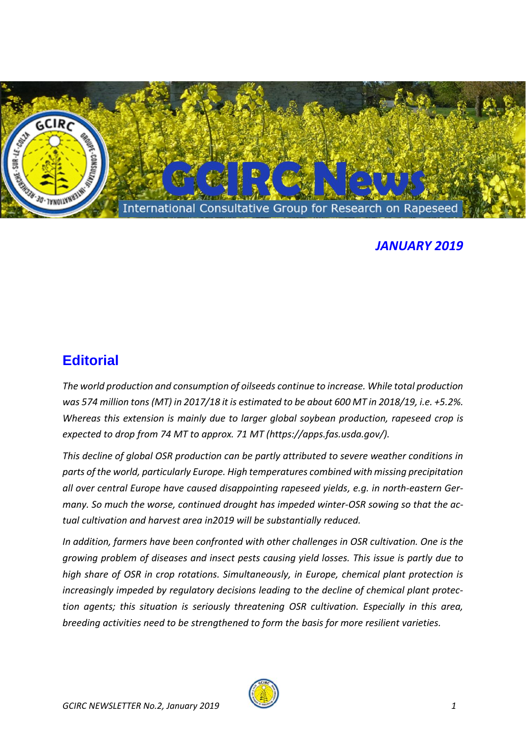# GCIRC News

International Consultative Group for Research on Rapeseed

***JANUARY 2019***

## Editorial

*The world production and consumption of oilseeds continue to increase. While total production was 574 million tons (MT) in 2017/18 it is estimated to be about 600 MT in 2018/19, i.e. +5.2%. Whereas this extension is mainly due to larger global soybean production, rapeseed crop is expected to drop from 74 MT to approx. 71 MT (https://apps.fas.usda.gov/).*

*This decline of global OSR production can be partly attributed to severe weather conditions in parts of the world, particularly Europe. High temperatures combined with missing precipitation all over central Europe have caused disappointing rapeseed yields, e.g. in north-eastern Germany. So much the worse, continued drought has impeded winter-OSR sowing so that the actual cultivation and harvest area in2019 will be substantially reduced.*

*In addition, farmers have been confronted with other challenges in OSR cultivation. One is the growing problem of diseases and insect pests causing yield losses. This issue is partly due to high share of OSR in crop rotations. Simultaneously, in Europe, chemical plant protection is increasingly impeded by regulatory decisions leading to the decline of chemical plant protection agents; this situation is seriously threatening OSR cultivation. Especially in this area, breeding activities need to be strengthened to form the basis for more resilient varieties.*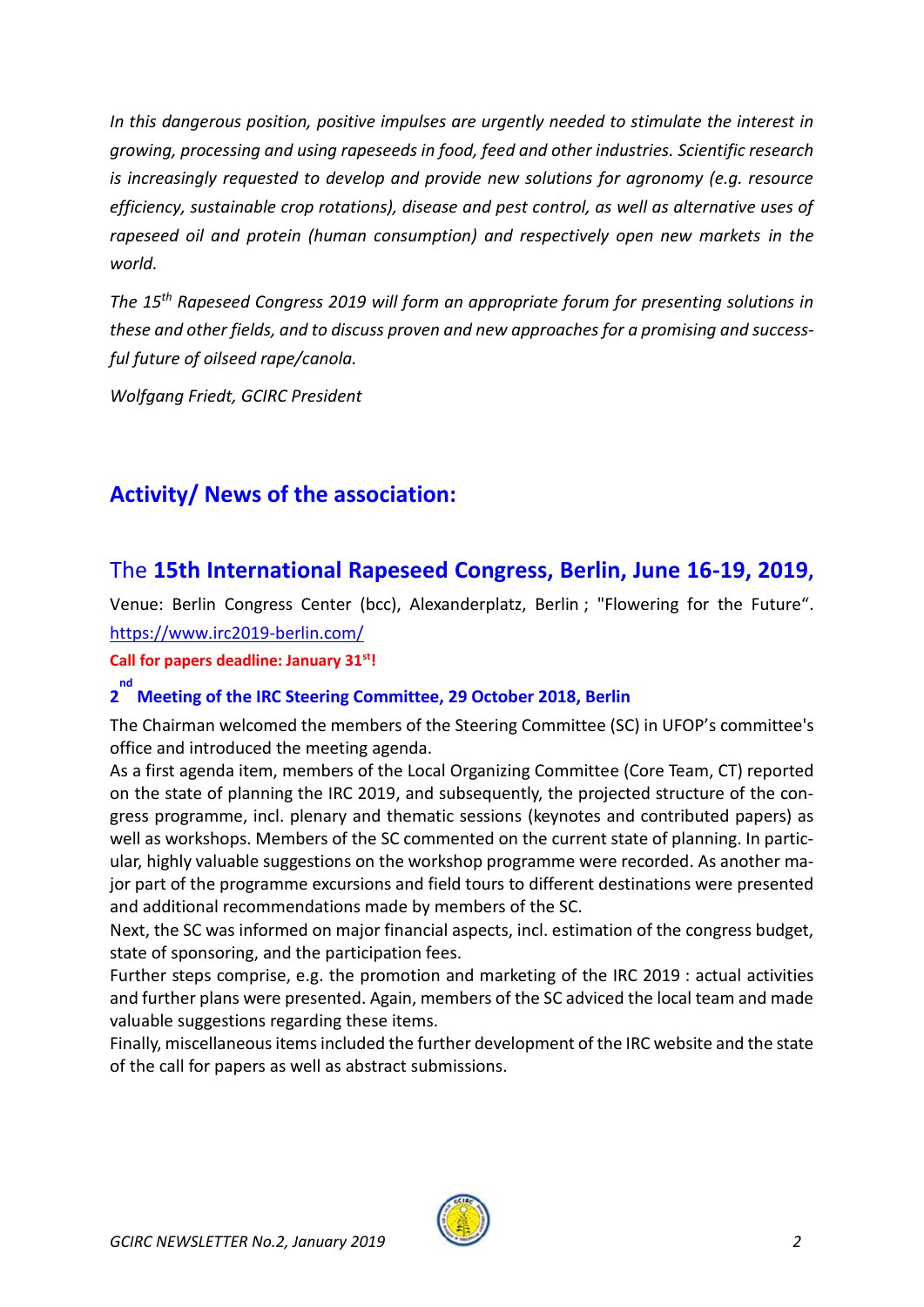*In this dangerous position, positive impulses are urgently needed to stimulate the interest in growing, processing and using rapeseeds in food, feed and other industries. Scientific research is increasingly requested to develop and provide new solutions for agronomy (e.g. resource efficiency, sustainable crop rotations), disease and pest control, as well as alternative uses of rapeseed oil and protein (human consumption) and respectively open new markets in the world.*

*The 15th Rapeseed Congress 2019 will form an appropriate forum for presenting solutions in these and other fields, and to discuss proven and new approaches for a promising and successful future of oilseed rape/canola.*

*Wolfgang Friedt, GCIRC President*

## Activity/ News of the association:

### The **15th International Rapeseed Congress, Berlin, June 16-19, 2019**,

Venue: Berlin Congress Center (bcc), Alexanderplatz, Berlin ; "Flowering for the Future". https://www.irc2019-berlin.com/

**Call for papers deadline: January 31st!**

#### 2nd Meeting of the IRC Steering Committee, 29 October 2018, Berlin

The Chairman welcomed the members of the Steering Committee (SC) in UFOP's committee's office and introduced the meeting agenda.
As a first agenda item, members of the Local Organizing Committee (Core Team, CT) reported on the state of planning the IRC 2019, and subsequently, the projected structure of the congress programme, incl. plenary and thematic sessions (keynotes and contributed papers) as well as workshops. Members of the SC commented on the current state of planning. In particular, highly valuable suggestions on the workshop programme were recorded. As another major part of the programme excursions and field tours to different destinations were presented and additional recommendations made by members of the SC.
Next, the SC was informed on major financial aspects, incl. estimation of the congress budget, state of sponsoring, and the participation fees.
Further steps comprise, e.g. the promotion and marketing of the IRC 2019 : actual activities and further plans were presented. Again, members of the SC adviced the local team and made valuable suggestions regarding these items.
Finally, miscellaneous items included the further development of the IRC website and the state of the call for papers as well as abstract submissions.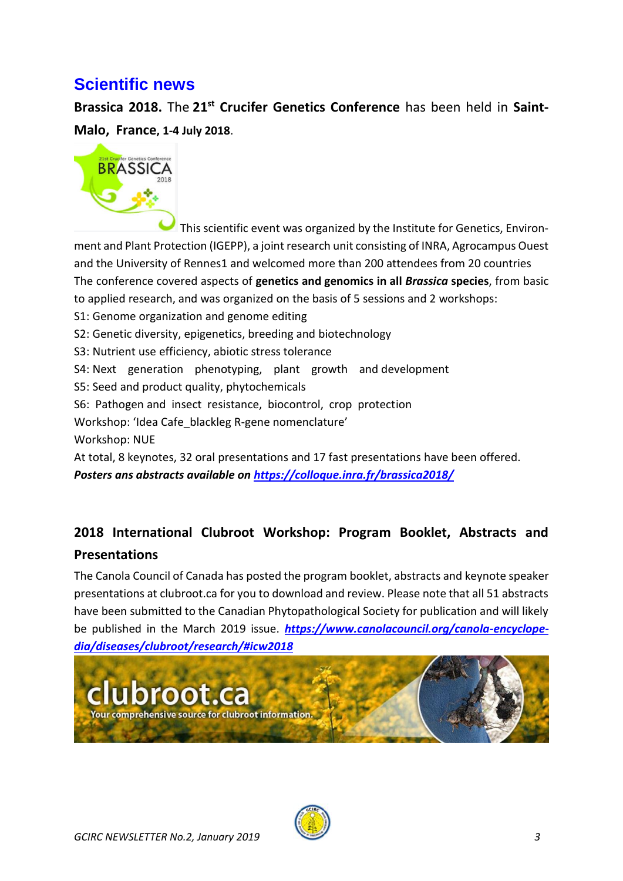## Scientific news

**Brassica 2018.** The **21st Crucifer Genetics Conference** has been held in **Saint-Malo, France, 1-4 July 2018**.

This scientific event was organized by the Institute for Genetics, Environment and Plant Protection (IGEPP), a joint research unit consisting of INRA, Agrocampus Ouest and the University of Rennes1 and welcomed more than 200 attendees from 20 countries The conference covered aspects of **genetics and genomics in all *Brassica* species**, from basic to applied research, and was organized on the basis of 5 sessions and 2 workshops:

S1: Genome organization and genome editing
S2: Genetic diversity, epigenetics, breeding and biotechnology
S3: Nutrient use efficiency, abiotic stress tolerance
S4: Next generation phenotyping, plant growth and development
S5: Seed and product quality, phytochemicals
S6: Pathogen and insect resistance, biocontrol, crop protection
Workshop: 'Idea Cafe_blackleg R-gene nomenclature'
Workshop: NUE

At total, 8 keynotes, 32 oral presentations and 17 fast presentations have been offered.

***Posters ans abstracts available on https://colloque.inra.fr/brassica2018/***

### 2018 International Clubroot Workshop: Program Booklet, Abstracts and Presentations

The Canola Council of Canada has posted the program booklet, abstracts and keynote speaker presentations at clubroot.ca for you to download and review. Please note that all 51 abstracts have been submitted to the Canadian Phytopathological Society for publication and will likely be published in the March 2019 issue. ***https://www.canolacouncil.org/canola-encyclopedia/diseases/clubroot/research/#icw2018***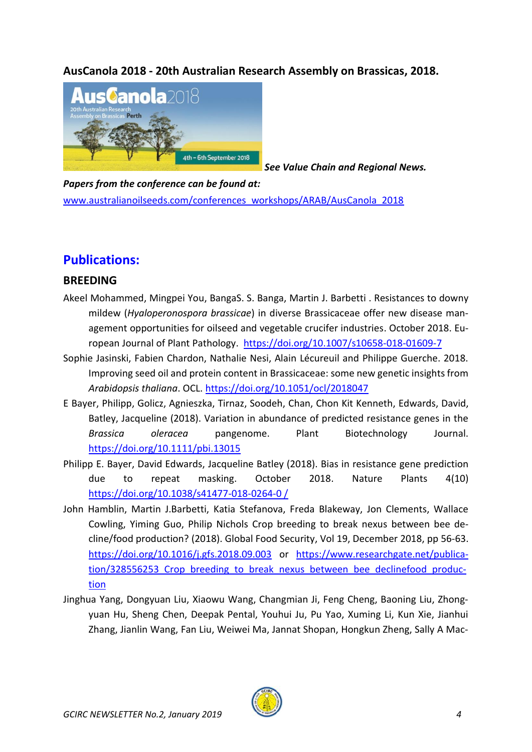**AusCanola 2018 - 20th Australian Research Assembly on Brassicas, 2018.**

***See Value Chain and Regional News.***

***Papers from the conference can be found at:***
www.australianoilseeds.com/conferences_workshops/ARAB/AusCanola_2018

## Publications:

### BREEDING

Akeel Mohammed, Mingpei You, BangaS. S. Banga, Martin J. Barbetti . Resistances to downy mildew (*Hyaloperonospora brassicae*) in diverse Brassicaceae offer new disease management opportunities for oilseed and vegetable crucifer industries. October 2018. European Journal of Plant Pathology. https://doi.org/10.1007/s10658-018-01609-7

Sophie Jasinski, Fabien Chardon, Nathalie Nesi, Alain Lécureuil and Philippe Guerche. 2018. Improving seed oil and protein content in Brassicaceae: some new genetic insights from *Arabidopsis thaliana*. OCL. https://doi.org/10.1051/ocl/2018047

E Bayer, Philipp, Golicz, Agnieszka, Tirnaz, Soodeh, Chan, Chon Kit Kenneth, Edwards, David, Batley, Jacqueline (2018). Variation in abundance of predicted resistance genes in the *Brassica oleracea* pangenome. Plant Biotechnology Journal. https://doi.org/10.1111/pbi.13015

Philipp E. Bayer, David Edwards, Jacqueline Batley (2018). Bias in resistance gene prediction due to repeat masking. October 2018. Nature Plants 4(10) https://doi.org/10.1038/s41477-018-0264-0 /

John Hamblin, Martin J.Barbetti, Katia Stefanova, Freda Blakeway, Jon Clements, Wallace Cowling, Yiming Guo, Philip Nichols Crop breeding to break nexus between bee decline/food production? (2018). Global Food Security, Vol 19, December 2018, pp 56-63. https://doi.org/10.1016/j.gfs.2018.09.003 or https://www.researchgate.net/publication/328556253_Crop_breeding_to_break_nexus_between_bee_declinefood_production

Jinghua Yang, Dongyuan Liu, Xiaowu Wang, Changmian Ji, Feng Cheng, Baoning Liu, Zhongyuan Hu, Sheng Chen, Deepak Pental, Youhui Ju, Pu Yao, Xuming Li, Kun Xie, Jianhui Zhang, Jianlin Wang, Fan Liu, Weiwei Ma, Jannat Shopan, Hongkun Zheng, Sally A Mac-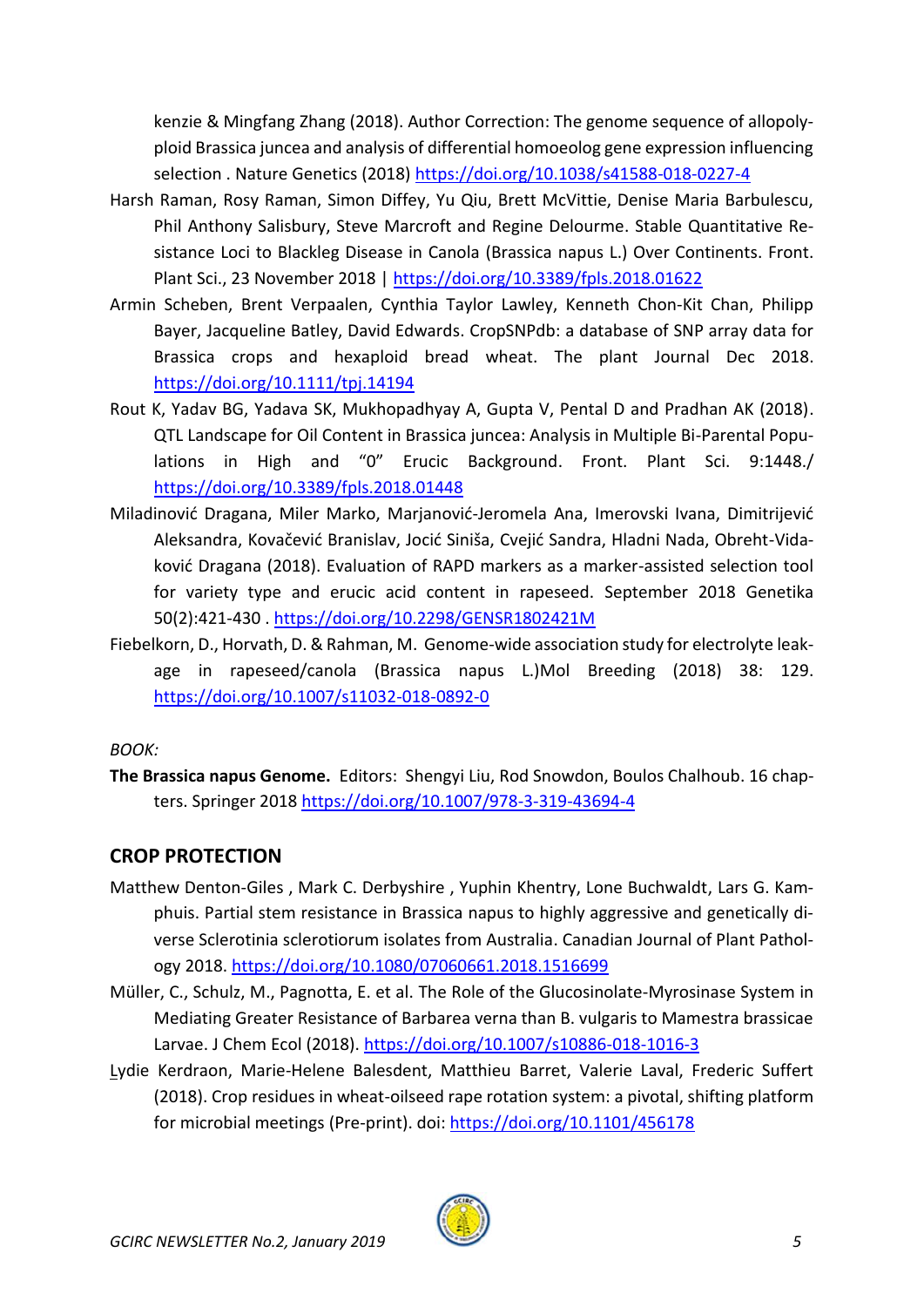kenzie & Mingfang Zhang (2018). Author Correction: The genome sequence of allopolyploid Brassica juncea and analysis of differential homoeolog gene expression influencing selection . Nature Genetics (2018) https://doi.org/10.1038/s41588-018-0227-4

Harsh Raman, Rosy Raman, Simon Diffey, Yu Qiu, Brett McVittie, Denise Maria Barbulescu, Phil Anthony Salisbury, Steve Marcroft and Regine Delourme. Stable Quantitative Resistance Loci to Blackleg Disease in Canola (Brassica napus L.) Over Continents. Front. Plant Sci., 23 November 2018 | https://doi.org/10.3389/fpls.2018.01622

Armin Scheben, Brent Verpaalen, Cynthia Taylor Lawley, Kenneth Chon-Kit Chan, Philipp Bayer, Jacqueline Batley, David Edwards. CropSNPdb: a database of SNP array data for Brassica crops and hexaploid bread wheat. The plant Journal Dec 2018. https://doi.org/10.1111/tpj.14194

Rout K, Yadav BG, Yadava SK, Mukhopadhyay A, Gupta V, Pental D and Pradhan AK (2018). QTL Landscape for Oil Content in Brassica juncea: Analysis in Multiple Bi-Parental Populations in High and "0" Erucic Background. Front. Plant Sci. 9:1448./ https://doi.org/10.3389/fpls.2018.01448

Miladinović Dragana, Miler Marko, Marjanović-Jeromela Ana, Imerovski Ivana, Dimitrijević Aleksandra, Kovačević Branislav, Jocić Siniša, Cvejić Sandra, Hladni Nada, Obreht-Vidaković Dragana (2018). Evaluation of RAPD markers as a marker-assisted selection tool for variety type and erucic acid content in rapeseed. September 2018 Genetika 50(2):421-430 . https://doi.org/10.2298/GENSR1802421M

Fiebelkorn, D., Horvath, D. & Rahman, M. Genome-wide association study for electrolyte leakage in rapeseed/canola (Brassica napus L.)Mol Breeding (2018) 38: 129. https://doi.org/10.1007/s11032-018-0892-0

*BOOK:*

**The Brassica napus Genome.** Editors: Shengyi Liu, Rod Snowdon, Boulos Chalhoub. 16 chapters. Springer 2018 https://doi.org/10.1007/978-3-319-43694-4

## CROP PROTECTION

Matthew Denton-Giles , Mark C. Derbyshire , Yuphin Khentry, Lone Buchwaldt, Lars G. Kamphuis. Partial stem resistance in Brassica napus to highly aggressive and genetically diverse Sclerotinia sclerotiorum isolates from Australia. Canadian Journal of Plant Pathology 2018. https://doi.org/10.1080/07060661.2018.1516699

Müller, C., Schulz, M., Pagnotta, E. et al. The Role of the Glucosinolate-Myrosinase System in Mediating Greater Resistance of Barbarea verna than B. vulgaris to Mamestra brassicae Larvae. J Chem Ecol (2018). https://doi.org/10.1007/s10886-018-1016-3

Lydie Kerdraon, Marie-Helene Balesdent, Matthieu Barret, Valerie Laval, Frederic Suffert (2018). Crop residues in wheat-oilseed rape rotation system: a pivotal, shifting platform for microbial meetings (Pre-print). doi: https://doi.org/10.1101/456178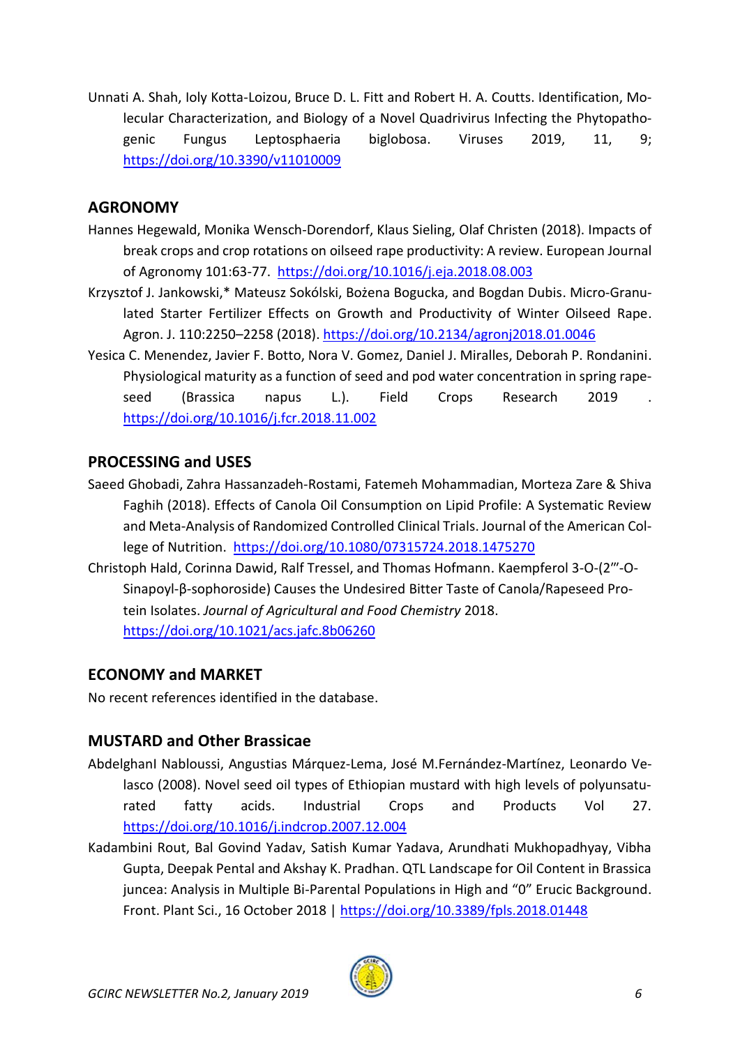Unnati A. Shah, Ioly Kotta-Loizou, Bruce D. L. Fitt and Robert H. A. Coutts. Identification, Molecular Characterization, and Biology of a Novel Quadrivirus Infecting the Phytopathogenic Fungus Leptosphaeria biglobosa. Viruses 2019, 11, 9; https://doi.org/10.3390/v11010009

## AGRONOMY

Hannes Hegewald, Monika Wensch-Dorendorf, Klaus Sieling, Olaf Christen (2018). Impacts of break crops and crop rotations on oilseed rape productivity: A review. European Journal of Agronomy 101:63-77. https://doi.org/10.1016/j.eja.2018.08.003

Krzysztof J. Jankowski,* Mateusz Sokólski, Bożena Bogucka, and Bogdan Dubis. Micro-Granulated Starter Fertilizer Effects on Growth and Productivity of Winter Oilseed Rape. Agron. J. 110:2250–2258 (2018). https://doi.org/10.2134/agronj2018.01.0046

Yesica C. Menendez, Javier F. Botto, Nora V. Gomez, Daniel J. Miralles, Deborah P. Rondanini. Physiological maturity as a function of seed and pod water concentration in spring rapeseed (Brassica napus L.). Field Crops Research 2019 . https://doi.org/10.1016/j.fcr.2018.11.002

## PROCESSING and USES

Saeed Ghobadi, Zahra Hassanzadeh-Rostami, Fatemeh Mohammadian, Morteza Zare & Shiva Faghih (2018). Effects of Canola Oil Consumption on Lipid Profile: A Systematic Review and Meta-Analysis of Randomized Controlled Clinical Trials. Journal of the American College of Nutrition. https://doi.org/10.1080/07315724.2018.1475270

Christoph Hald, Corinna Dawid, Ralf Tressel, and Thomas Hofmann. Kaempferol 3-O-(2‴-O-Sinapoyl-β-sophoroside) Causes the Undesired Bitter Taste of Canola/Rapeseed Protein Isolates. *Journal of Agricultural and Food Chemistry* 2018. https://doi.org/10.1021/acs.jafc.8b06260

## ECONOMY and MARKET

No recent references identified in the database.

## MUSTARD and Other Brassicae

AbdelghanI Nabloussi, Angustias Márquez-Lema, José M.Fernández-Martínez, Leonardo Velasco (2008). Novel seed oil types of Ethiopian mustard with high levels of polyunsaturated fatty acids. Industrial Crops and Products Vol 27. https://doi.org/10.1016/j.indcrop.2007.12.004

Kadambini Rout, Bal Govind Yadav, Satish Kumar Yadava, Arundhati Mukhopadhyay, Vibha Gupta, Deepak Pental and Akshay K. Pradhan. QTL Landscape for Oil Content in Brassica juncea: Analysis in Multiple Bi-Parental Populations in High and “0” Erucic Background. Front. Plant Sci., 16 October 2018 | https://doi.org/10.3389/fpls.2018.01448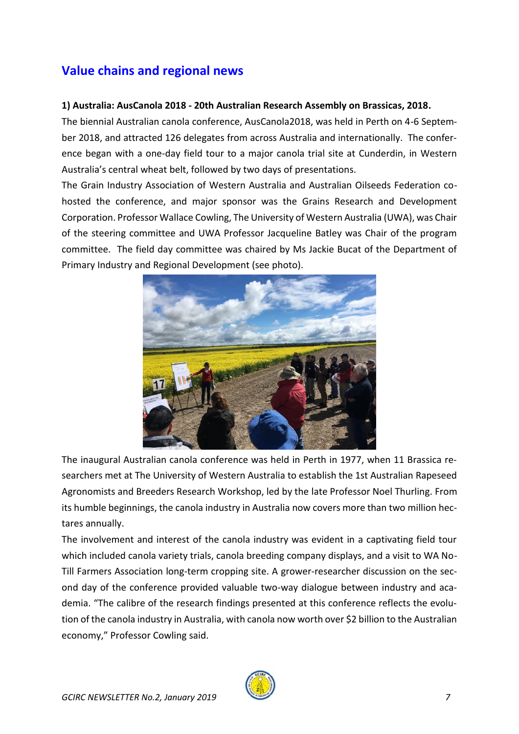## Value chains and regional news

**1) Australia: AusCanola 2018 - 20th Australian Research Assembly on Brassicas, 2018.**

The biennial Australian canola conference, AusCanola2018, was held in Perth on 4-6 September 2018, and attracted 126 delegates from across Australia and internationally. The conference began with a one-day field tour to a major canola trial site at Cunderdin, in Western Australia's central wheat belt, followed by two days of presentations.

The Grain Industry Association of Western Australia and Australian Oilseeds Federation co-hosted the conference, and major sponsor was the Grains Research and Development Corporation. Professor Wallace Cowling, The University of Western Australia (UWA), was Chair of the steering committee and UWA Professor Jacqueline Batley was Chair of the program committee. The field day committee was chaired by Ms Jackie Bucat of the Department of Primary Industry and Regional Development (see photo).

The inaugural Australian canola conference was held in Perth in 1977, when 11 Brassica researchers met at The University of Western Australia to establish the 1st Australian Rapeseed Agronomists and Breeders Research Workshop, led by the late Professor Noel Thurling. From its humble beginnings, the canola industry in Australia now covers more than two million hectares annually.

The involvement and interest of the canola industry was evident in a captivating field tour which included canola variety trials, canola breeding company displays, and a visit to WA No-Till Farmers Association long-term cropping site. A grower-researcher discussion on the second day of the conference provided valuable two-way dialogue between industry and academia. "The calibre of the research findings presented at this conference reflects the evolution of the canola industry in Australia, with canola now worth over $2 billion to the Australian economy," Professor Cowling said.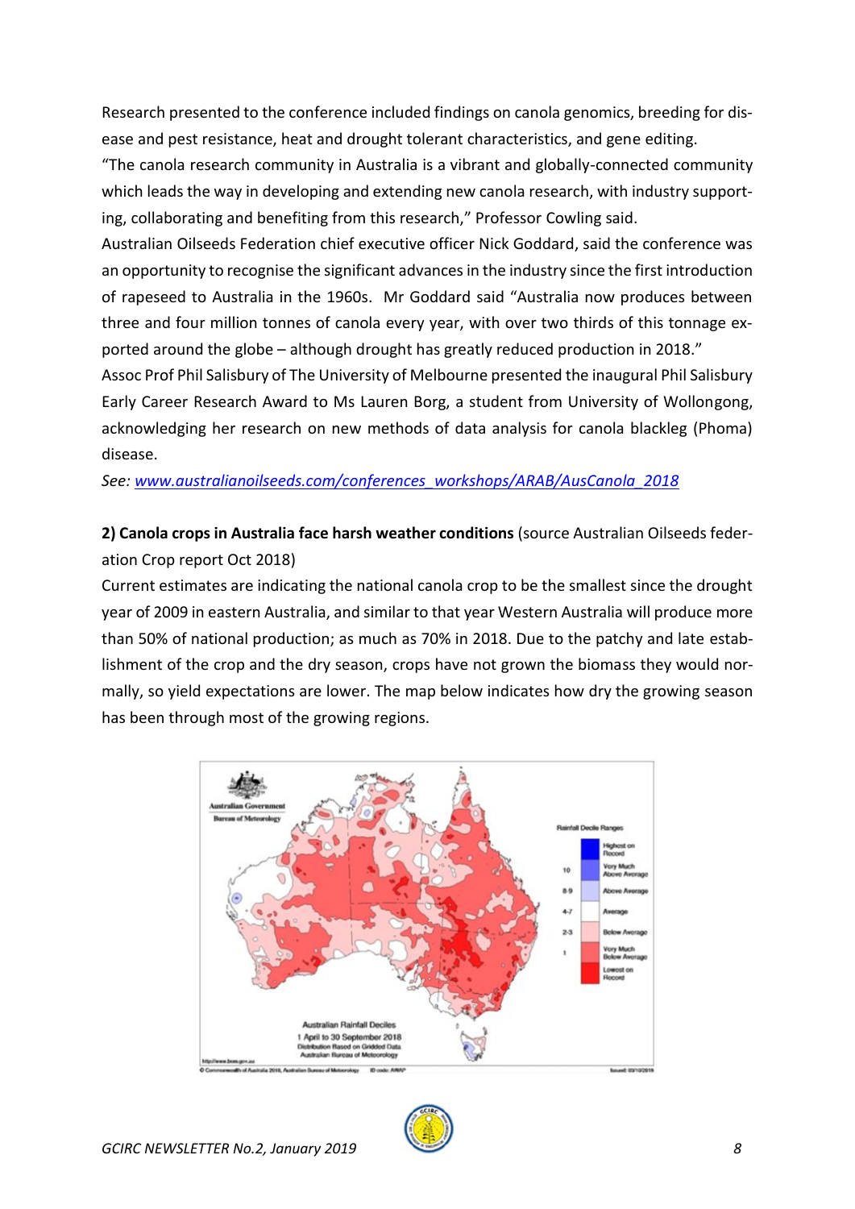Research presented to the conference included findings on canola genomics, breeding for disease and pest resistance, heat and drought tolerant characteristics, and gene editing.

"The canola research community in Australia is a vibrant and globally-connected community which leads the way in developing and extending new canola research, with industry supporting, collaborating and benefiting from this research," Professor Cowling said.

Australian Oilseeds Federation chief executive officer Nick Goddard, said the conference was an opportunity to recognise the significant advances in the industry since the first introduction of rapeseed to Australia in the 1960s. Mr Goddard said "Australia now produces between three and four million tonnes of canola every year, with over two thirds of this tonnage exported around the globe – although drought has greatly reduced production in 2018."

Assoc Prof Phil Salisbury of The University of Melbourne presented the inaugural Phil Salisbury Early Career Research Award to Ms Lauren Borg, a student from University of Wollongong, acknowledging her research on new methods of data analysis for canola blackleg (Phoma) disease.

*See: [www.australianoilseeds.com/conferences_workshops/ARAB/AusCanola_2018](www.australianoilseeds.com/conferences_workshops/ARAB/AusCanola_2018)*

**2) Canola crops in Australia face harsh weather conditions** (source Australian Oilseeds federation Crop report Oct 2018)

Current estimates are indicating the national canola crop to be the smallest since the drought year of 2009 in eastern Australia, and similar to that year Western Australia will produce more than 50% of national production; as much as 70% in 2018. Due to the patchy and late establishment of the crop and the dry season, crops have not grown the biomass they would normally, so yield expectations are lower. The map below indicates how dry the growing season has been through most of the growing regions.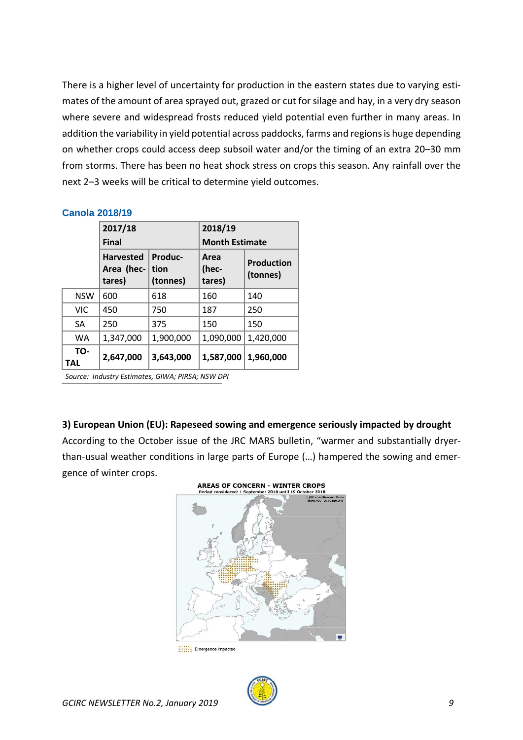There is a higher level of uncertainty for production in the eastern states due to varying estimates of the amount of area sprayed out, grazed or cut for silage and hay, in a very dry season where severe and widespread frosts reduced yield potential even further in many areas. In addition the variability in yield potential across paddocks, farms and regions is huge depending on whether crops could access deep subsoil water and/or the timing of an extra 20–30 mm from storms. There has been no heat shock stress on crops this season. Any rainfall over the next 2–3 weeks will be critical to determine yield outcomes.

**Canola 2018/19**

| | 2017/18 Final | | 2018/19 Month Estimate | |
|---|---|---|---|---|
| | Harvested Area (hectares) | Production (tonnes) | Area (hectares) | Production (tonnes) |
| NSW | 600 | 618 | 160 | 140 |
| VIC | 450 | 750 | 187 | 250 |
| SA | 250 | 375 | 150 | 150 |
| WA | 1,347,000 | 1,900,000 | 1,090,000 | 1,420,000 |
| **TOTAL** | **2,647,000** | **3,643,000** | **1,587,000** | **1,960,000** |

*Source: Industry Estimates, GIWA; PIRSA; NSW DPI*

**3) European Union (EU): Rapeseed sowing and emergence seriously impacted by drought**

According to the October issue of the JRC MARS bulletin, "warmer and substantially dryer-than-usual weather conditions in large parts of Europe (…) hampered the sowing and emergence of winter crops.

AREAS OF CONCERN - WINTER CROPS
Period considered: 1 September 2018 until 19 October 2018

Emergence impacted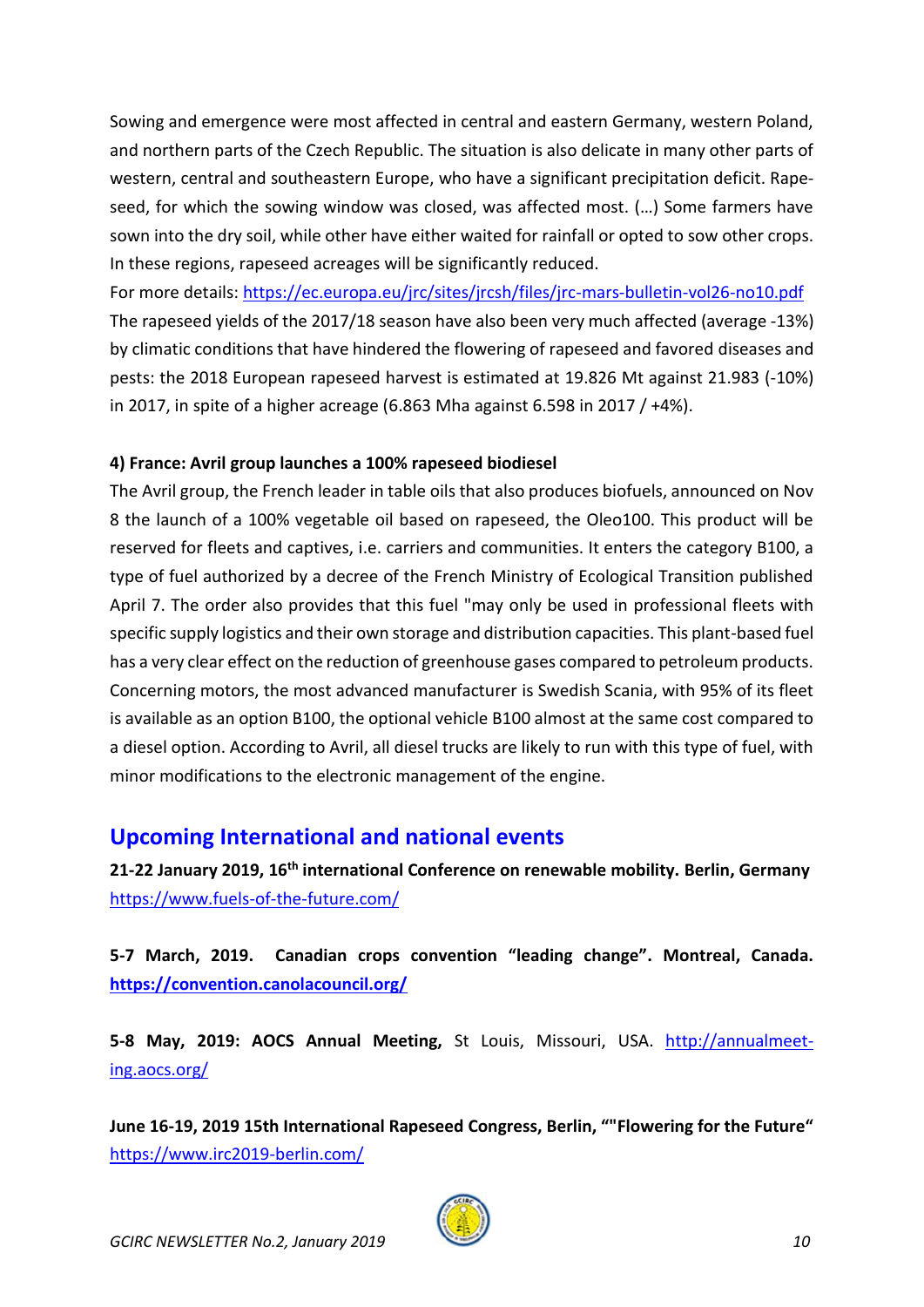Sowing and emergence were most affected in central and eastern Germany, western Poland, and northern parts of the Czech Republic. The situation is also delicate in many other parts of western, central and southeastern Europe, who have a significant precipitation deficit. Rapeseed, for which the sowing window was closed, was affected most. (…) Some farmers have sown into the dry soil, while other have either waited for rainfall or opted to sow other crops. In these regions, rapeseed acreages will be significantly reduced.

For more details: https://ec.europa.eu/jrc/sites/jrcsh/files/jrc-mars-bulletin-vol26-no10.pdf

The rapeseed yields of the 2017/18 season have also been very much affected (average -13%) by climatic conditions that have hindered the flowering of rapeseed and favored diseases and pests: the 2018 European rapeseed harvest is estimated at 19.826 Mt against 21.983 (-10%) in 2017, in spite of a higher acreage (6.863 Mha against 6.598 in 2017 / +4%).

**4) France: Avril group launches a 100% rapeseed biodiesel**

The Avril group, the French leader in table oils that also produces biofuels, announced on Nov 8 the launch of a 100% vegetable oil based on rapeseed, the Oleo100. This product will be reserved for fleets and captives, i.e. carriers and communities. It enters the category B100, a type of fuel authorized by a decree of the French Ministry of Ecological Transition published April 7. The order also provides that this fuel "may only be used in professional fleets with specific supply logistics and their own storage and distribution capacities. This plant-based fuel has a very clear effect on the reduction of greenhouse gases compared to petroleum products. Concerning motors, the most advanced manufacturer is Swedish Scania, with 95% of its fleet is available as an option B100, the optional vehicle B100 almost at the same cost compared to a diesel option. According to Avril, all diesel trucks are likely to run with this type of fuel, with minor modifications to the electronic management of the engine.

## Upcoming International and national events

**21-22 January 2019, 16th international Conference on renewable mobility. Berlin, Germany**
https://www.fuels-of-the-future.com/

**5-7 March, 2019. Canadian crops convention "leading change". Montreal, Canada.**
**https://convention.canolacouncil.org/**

**5-8 May, 2019: AOCS Annual Meeting,** St Louis, Missouri, USA. http://annualmeeting.aocs.org/

**June 16-19, 2019 15th International Rapeseed Congress, Berlin, ""Flowering for the Future"**
https://www.irc2019-berlin.com/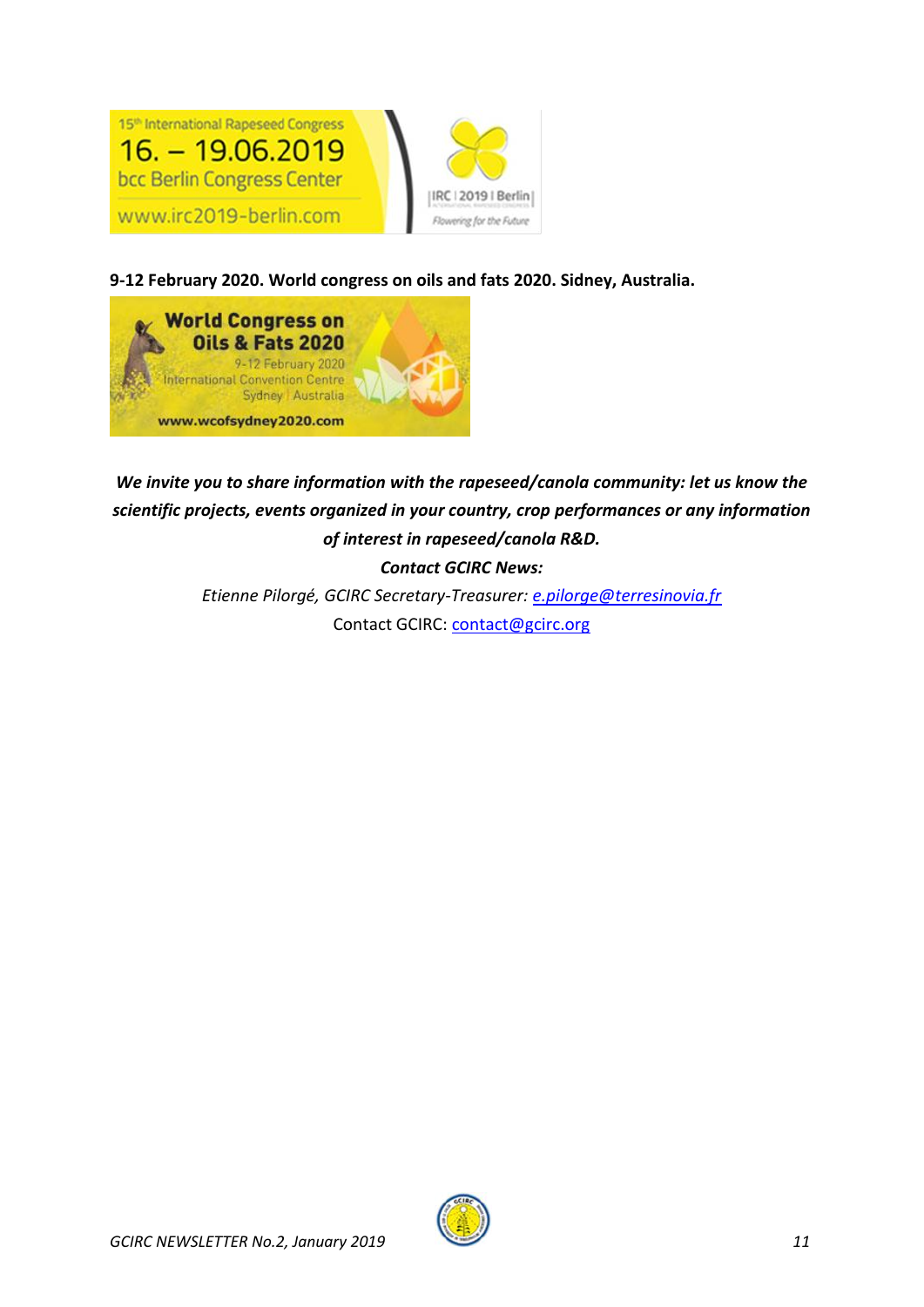**9-12 February 2020. World congress on oils and fats 2020. Sidney, Australia.**

***We invite you to share information with the rapeseed/canola community: let us know the scientific projects, events organized in your country, crop performances or any information of interest in rapeseed/canola R&D.***

***Contact GCIRC News:***

*Etienne Pilorgé, GCIRC Secretary-Treasurer: e.pilorge@terresinovia.fr*

Contact GCIRC: contact@gcirc.org